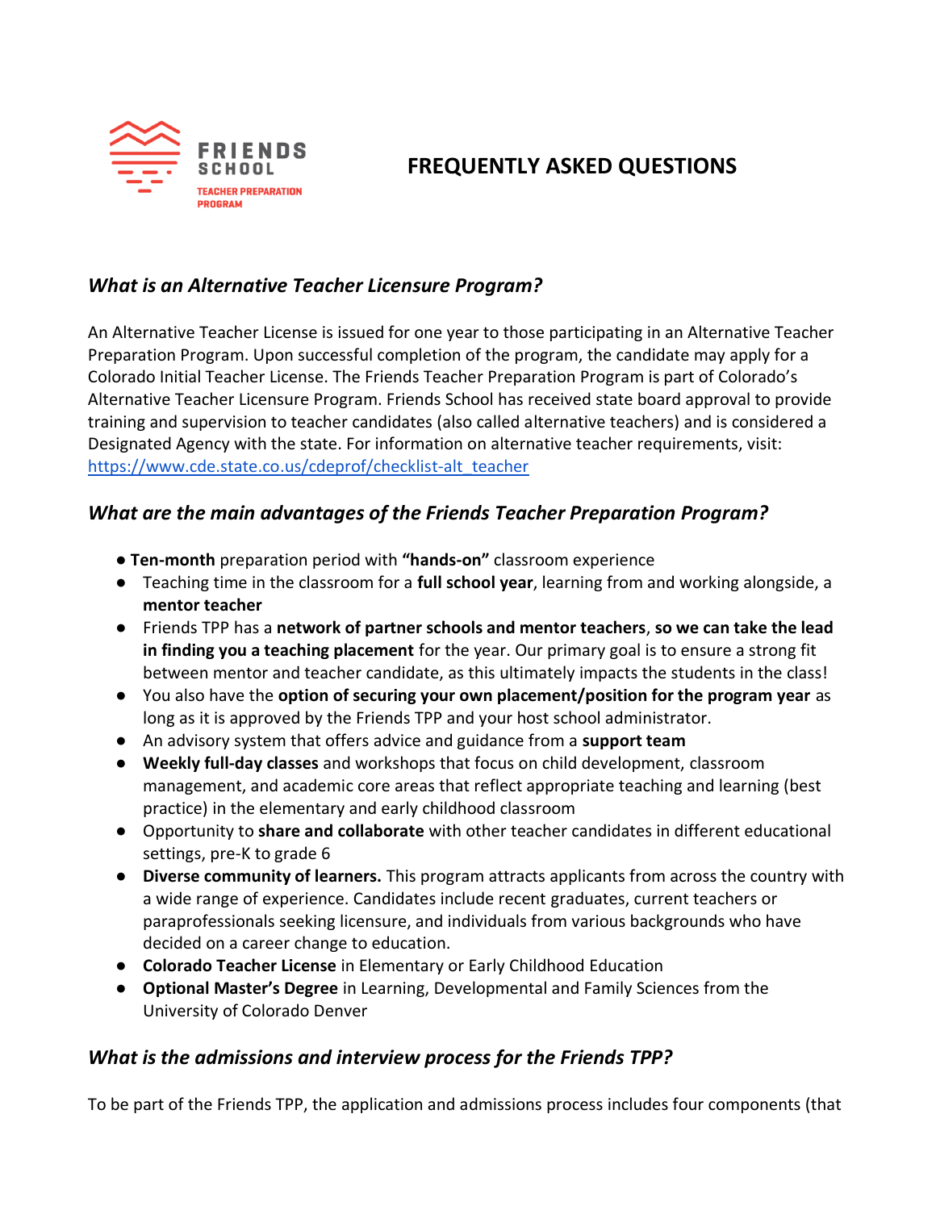**FRIENDS SCHOOL**
**TEACHER PREPARATION PROGRAM**

# FREQUENTLY ASKED QUESTIONS

### *What is an Alternative Teacher Licensure Program?*

An Alternative Teacher License is issued for one year to those participating in an Alternative Teacher Preparation Program. Upon successful completion of the program, the candidate may apply for a Colorado Initial Teacher License. The Friends Teacher Preparation Program is part of Colorado's Alternative Teacher Licensure Program. Friends School has received state board approval to provide training and supervision to teacher candidates (also called alternative teachers) and is considered a Designated Agency with the state. For information on alternative teacher requirements, visit: [https://www.cde.state.co.us/cdeprof/checklist-alt_teacher](https://www.cde.state.co.us/cdeprof/checklist-alt_teacher)

### *What are the main advantages of the Friends Teacher Preparation Program?*

- **Ten-month** preparation period with **"hands-on"** classroom experience
- Teaching time in the classroom for a **full school year**, learning from and working alongside, a **mentor teacher**
- Friends TPP has a **network of partner schools and mentor teachers**, **so we can take the lead in finding you a teaching placement** for the year. Our primary goal is to ensure a strong fit between mentor and teacher candidate, as this ultimately impacts the students in the class!
- You also have the **option of securing your own placement/position for the program year** as long as it is approved by the Friends TPP and your host school administrator.
- An advisory system that offers advice and guidance from a **support team**
- **Weekly full-day classes** and workshops that focus on child development, classroom management, and academic core areas that reflect appropriate teaching and learning (best practice) in the elementary and early childhood classroom
- Opportunity to **share and collaborate** with other teacher candidates in different educational settings, pre-K to grade 6
- **Diverse community of learners.** This program attracts applicants from across the country with a wide range of experience. Candidates include recent graduates, current teachers or paraprofessionals seeking licensure, and individuals from various backgrounds who have decided on a career change to education.
- **Colorado Teacher License** in Elementary or Early Childhood Education
- **Optional Master's Degree** in Learning, Developmental and Family Sciences from the University of Colorado Denver

### *What is the admissions and interview process for the Friends TPP?*

To be part of the Friends TPP, the application and admissions process includes four components (that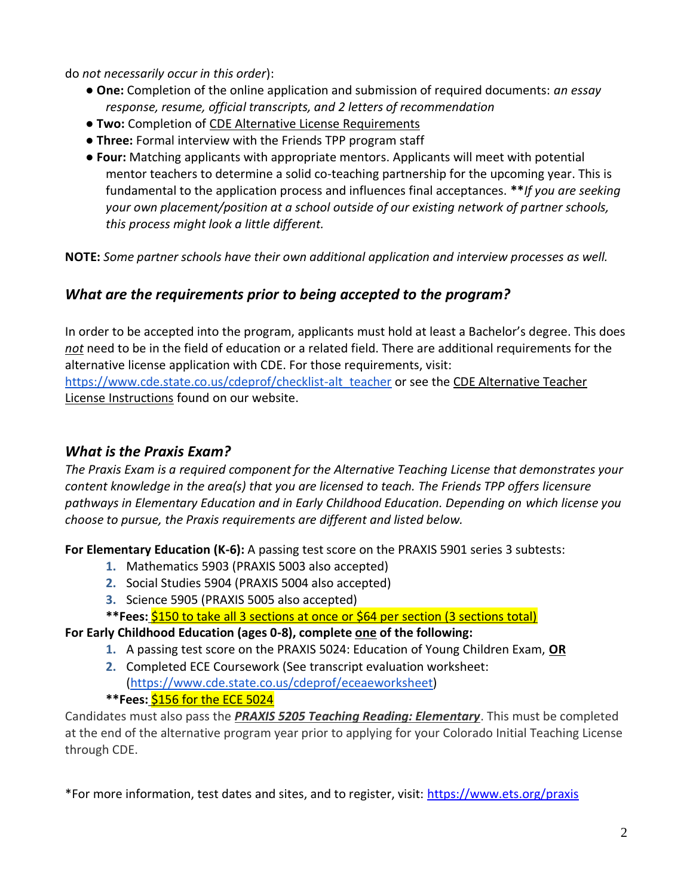do *not necessarily occur in this order*):

- **One:** Completion of the online application and submission of required documents: *an essay response, resume, official transcripts, and 2 letters of recommendation*
- **Two:** Completion of CDE Alternative License Requirements
- **Three:** Formal interview with the Friends TPP program staff
- **Four:** Matching applicants with appropriate mentors. Applicants will meet with potential mentor teachers to determine a solid co-teaching partnership for the upcoming year. This is fundamental to the application process and influences final acceptances. ***\*\*If you are seeking your own placement/position at a school outside of our existing network of partner schools, this process might look a little different.***

**NOTE:** *Some partner schools have their own additional application and interview processes as well.*

## *What are the requirements prior to being accepted to the program?*

In order to be accepted into the program, applicants must hold at least a Bachelor's degree. This does ***not*** need to be in the field of education or a related field. There are additional requirements for the alternative license application with CDE. For those requirements, visit: https://www.cde.state.co.us/cdeprof/checklist-alt_teacher or see the CDE Alternative Teacher License Instructions found on our website.

## *What is the Praxis Exam?*

*The Praxis Exam is a required component for the Alternative Teaching License that demonstrates your content knowledge in the area(s) that you are licensed to teach. The Friends TPP offers licensure pathways in Elementary Education and in Early Childhood Education. Depending on which license you choose to pursue, the Praxis requirements are different and listed below.*

**For Elementary Education (K-6):** A passing test score on the PRAXIS 5901 series 3 subtests:

1. Mathematics 5903 (PRAXIS 5003 also accepted)
2. Social Studies 5904 (PRAXIS 5004 also accepted)
3. Science 5905 (PRAXIS 5005 also accepted)

**\*\*Fees:** $150 to take all 3 sections at once or $64 per section (3 sections total)

**For Early Childhood Education (ages 0-8), complete one of the following:**

1. A passing test score on the PRAXIS 5024: Education of Young Children Exam, **OR**
2. Completed ECE Coursework (See transcript evaluation worksheet: (https://www.cde.state.co.us/cdeprof/eceaeworksheet)

**\*\*Fees:** $156 for the ECE 5024

Candidates must also pass the ***PRAXIS 5205 Teaching Reading: Elementary***. This must be completed at the end of the alternative program year prior to applying for your Colorado Initial Teaching License through CDE.

*For more information, test dates and sites, and to register, visit: https://www.ets.org/praxis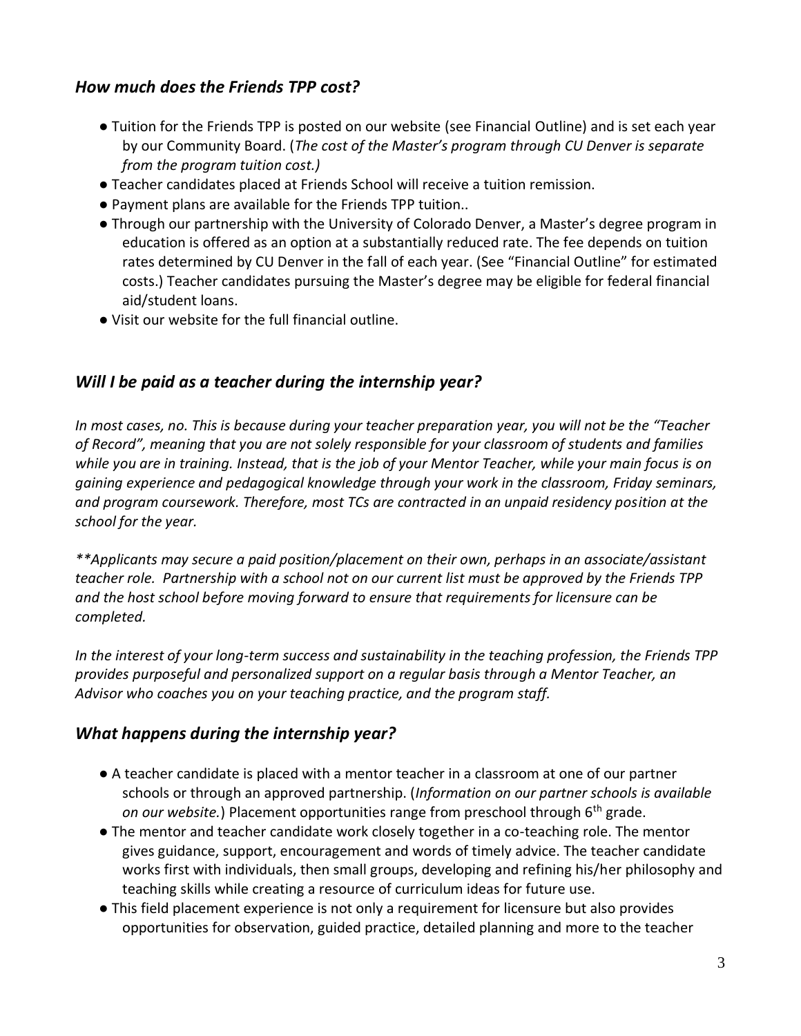### *How much does the Friends TPP cost?*

- Tuition for the Friends TPP is posted on our website (see Financial Outline) and is set each year by our Community Board. (*The cost of the Master's program through CU Denver is separate from the program tuition cost.)*
- Teacher candidates placed at Friends School will receive a tuition remission.
- Payment plans are available for the Friends TPP tuition..
- Through our partnership with the University of Colorado Denver, a Master's degree program in education is offered as an option at a substantially reduced rate. The fee depends on tuition rates determined by CU Denver in the fall of each year. (See "Financial Outline" for estimated costs.) Teacher candidates pursuing the Master's degree may be eligible for federal financial aid/student loans.
- Visit our website for the full financial outline.

### *Will I be paid as a teacher during the internship year?*

*In most cases, no. This is because during your teacher preparation year, you will not be the "Teacher of Record", meaning that you are not solely responsible for your classroom of students and families while you are in training. Instead, that is the job of your Mentor Teacher, while your main focus is on gaining experience and pedagogical knowledge through your work in the classroom, Friday seminars, and program coursework. Therefore, most TCs are contracted in an unpaid residency position at the school for the year.*

*\*\*Applicants may secure a paid position/placement on their own, perhaps in an associate/assistant teacher role. Partnership with a school not on our current list must be approved by the Friends TPP and the host school before moving forward to ensure that requirements for licensure can be completed.*

*In the interest of your long-term success and sustainability in the teaching profession, the Friends TPP provides purposeful and personalized support on a regular basis through a Mentor Teacher, an Advisor who coaches you on your teaching practice, and the program staff.*

### *What happens during the internship year?*

- A teacher candidate is placed with a mentor teacher in a classroom at one of our partner schools or through an approved partnership. (*Information on our partner schools is available on our website.*) Placement opportunities range from preschool through 6th grade.
- The mentor and teacher candidate work closely together in a co-teaching role. The mentor gives guidance, support, encouragement and words of timely advice. The teacher candidate works first with individuals, then small groups, developing and refining his/her philosophy and teaching skills while creating a resource of curriculum ideas for future use.
- This field placement experience is not only a requirement for licensure but also provides opportunities for observation, guided practice, detailed planning and more to the teacher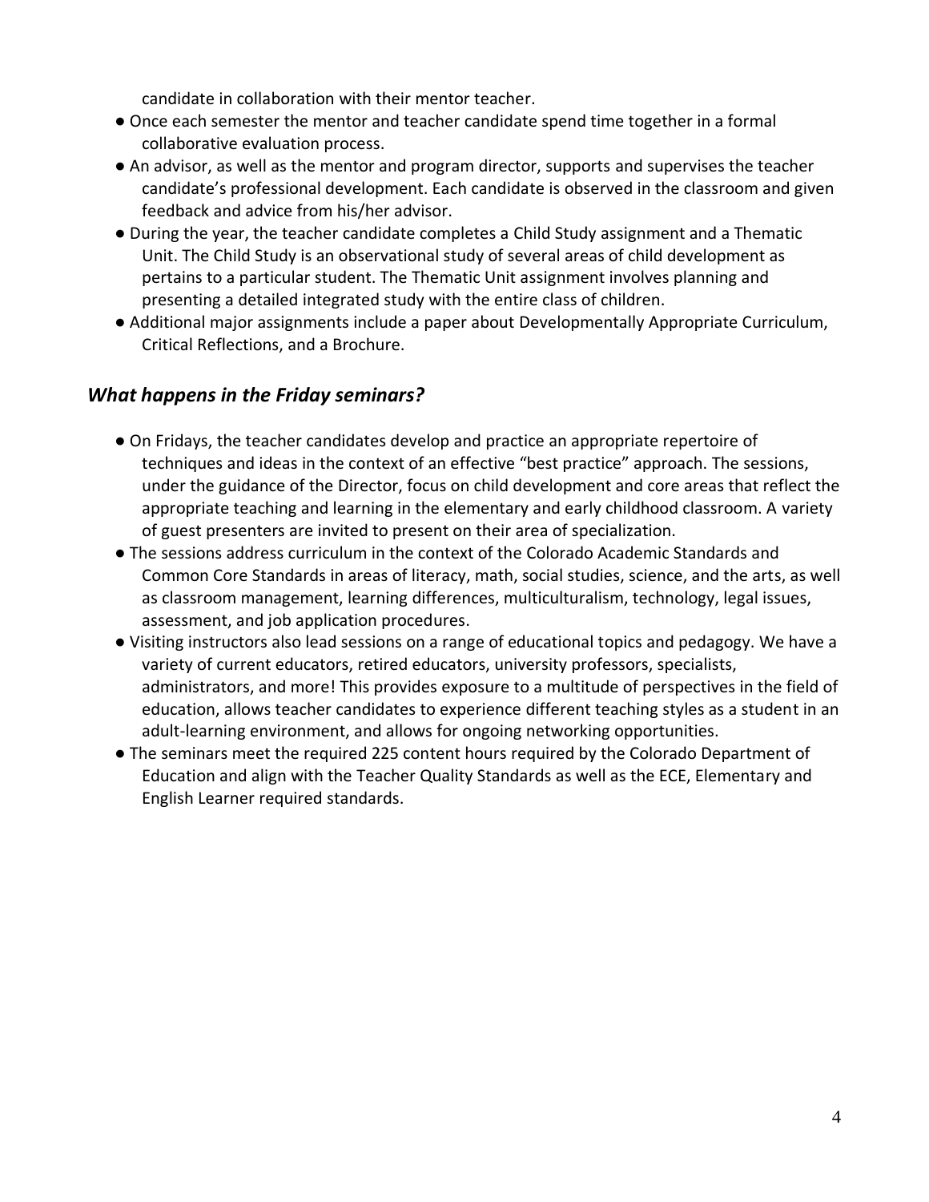candidate in collaboration with their mentor teacher.

- Once each semester the mentor and teacher candidate spend time together in a formal collaborative evaluation process.
- An advisor, as well as the mentor and program director, supports and supervises the teacher candidate's professional development. Each candidate is observed in the classroom and given feedback and advice from his/her advisor.
- During the year, the teacher candidate completes a Child Study assignment and a Thematic Unit. The Child Study is an observational study of several areas of child development as pertains to a particular student. The Thematic Unit assignment involves planning and presenting a detailed integrated study with the entire class of children.
- Additional major assignments include a paper about Developmentally Appropriate Curriculum, Critical Reflections, and a Brochure.

## *What happens in the Friday seminars?*

- On Fridays, the teacher candidates develop and practice an appropriate repertoire of techniques and ideas in the context of an effective "best practice" approach. The sessions, under the guidance of the Director, focus on child development and core areas that reflect the appropriate teaching and learning in the elementary and early childhood classroom. A variety of guest presenters are invited to present on their area of specialization.
- The sessions address curriculum in the context of the Colorado Academic Standards and Common Core Standards in areas of literacy, math, social studies, science, and the arts, as well as classroom management, learning differences, multiculturalism, technology, legal issues, assessment, and job application procedures.
- Visiting instructors also lead sessions on a range of educational topics and pedagogy. We have a variety of current educators, retired educators, university professors, specialists, administrators, and more! This provides exposure to a multitude of perspectives in the field of education, allows teacher candidates to experience different teaching styles as a student in an adult-learning environment, and allows for ongoing networking opportunities.
- The seminars meet the required 225 content hours required by the Colorado Department of Education and align with the Teacher Quality Standards as well as the ECE, Elementary and English Learner required standards.